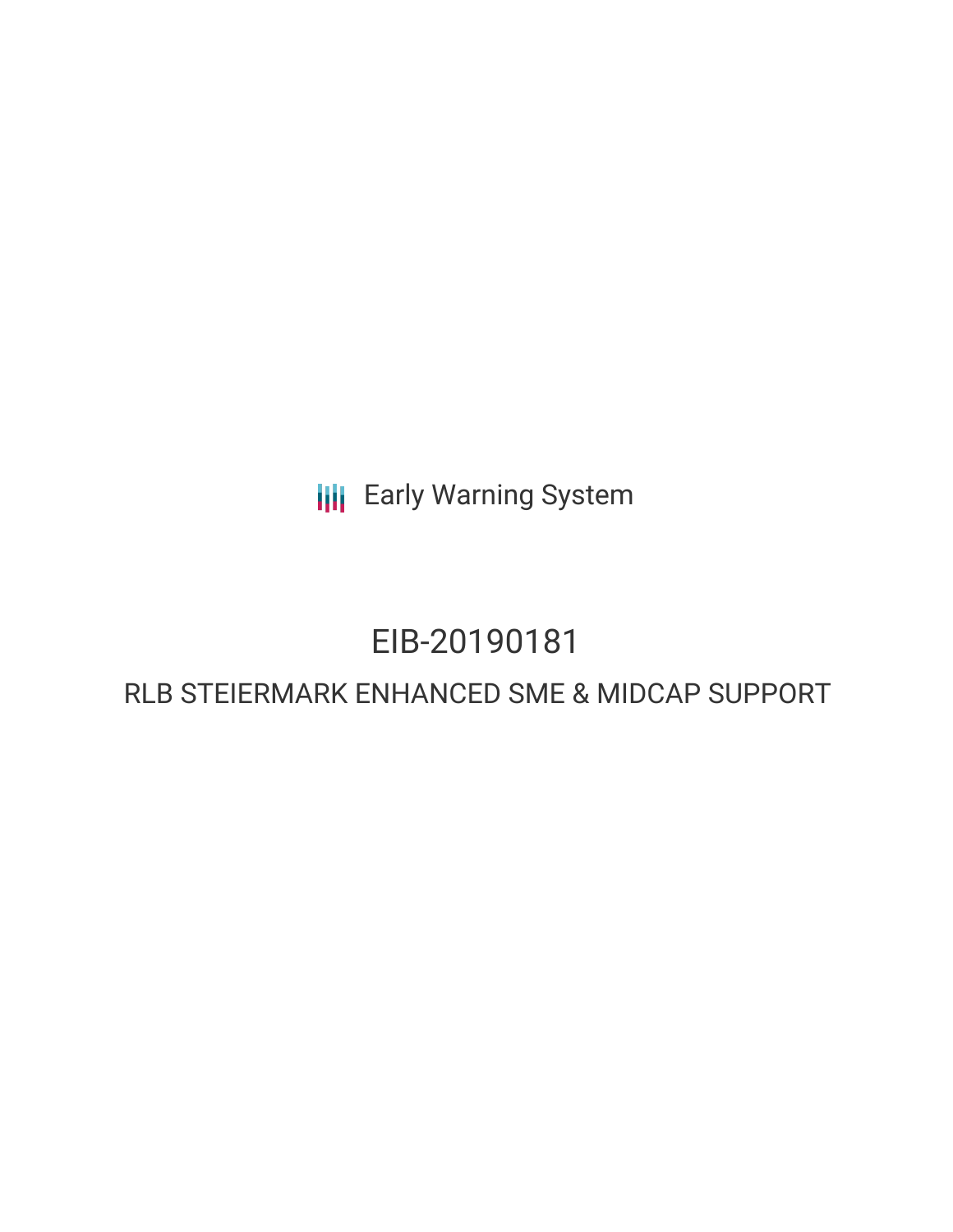Early Warning System

# EIB-20190181

## RLB STEIERMARK ENHANCED SME & MIDCAP SUPPORT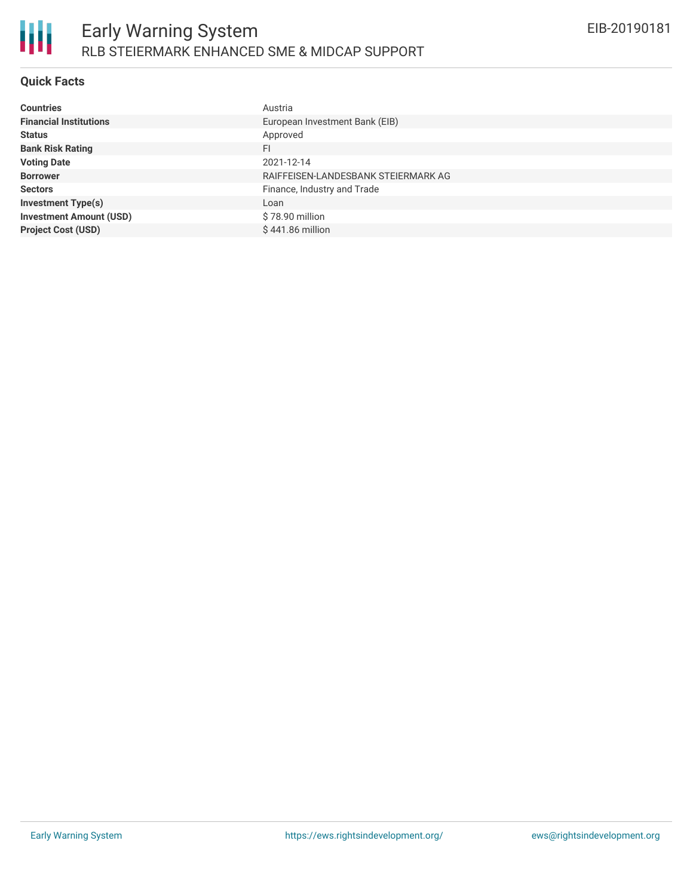# Early Warning System

## RLB STEIERMARK ENHANCED SME & MIDCAP SUPPORT

EIB-20190181

### Quick Facts

| | |
|---|---|
| **Countries** | Austria |
| **Financial Institutions** | European Investment Bank (EIB) |
| **Status** | Approved |
| **Bank Risk Rating** | FI |
| **Voting Date** | 2021-12-14 |
| **Borrower** | RAIFFEISEN-LANDESBANK STEIERMARK AG |
| **Sectors** | Finance, Industry and Trade |
| **Investment Type(s)** | Loan |
| **Investment Amount (USD)** | $ 78.90 million |
| **Project Cost (USD)** | $ 441.86 million |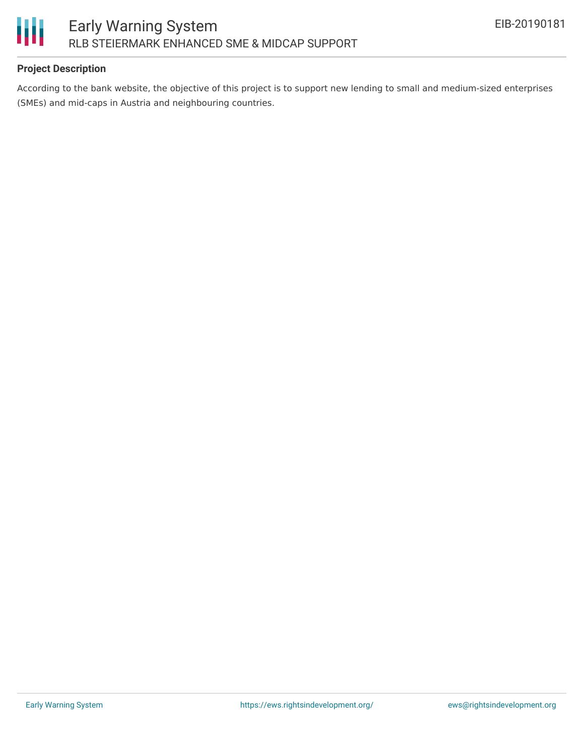## Project Description

According to the bank website, the objective of this project is to support new lending to small and medium-sized enterprises (SMEs) and mid-caps in Austria and neighbouring countries.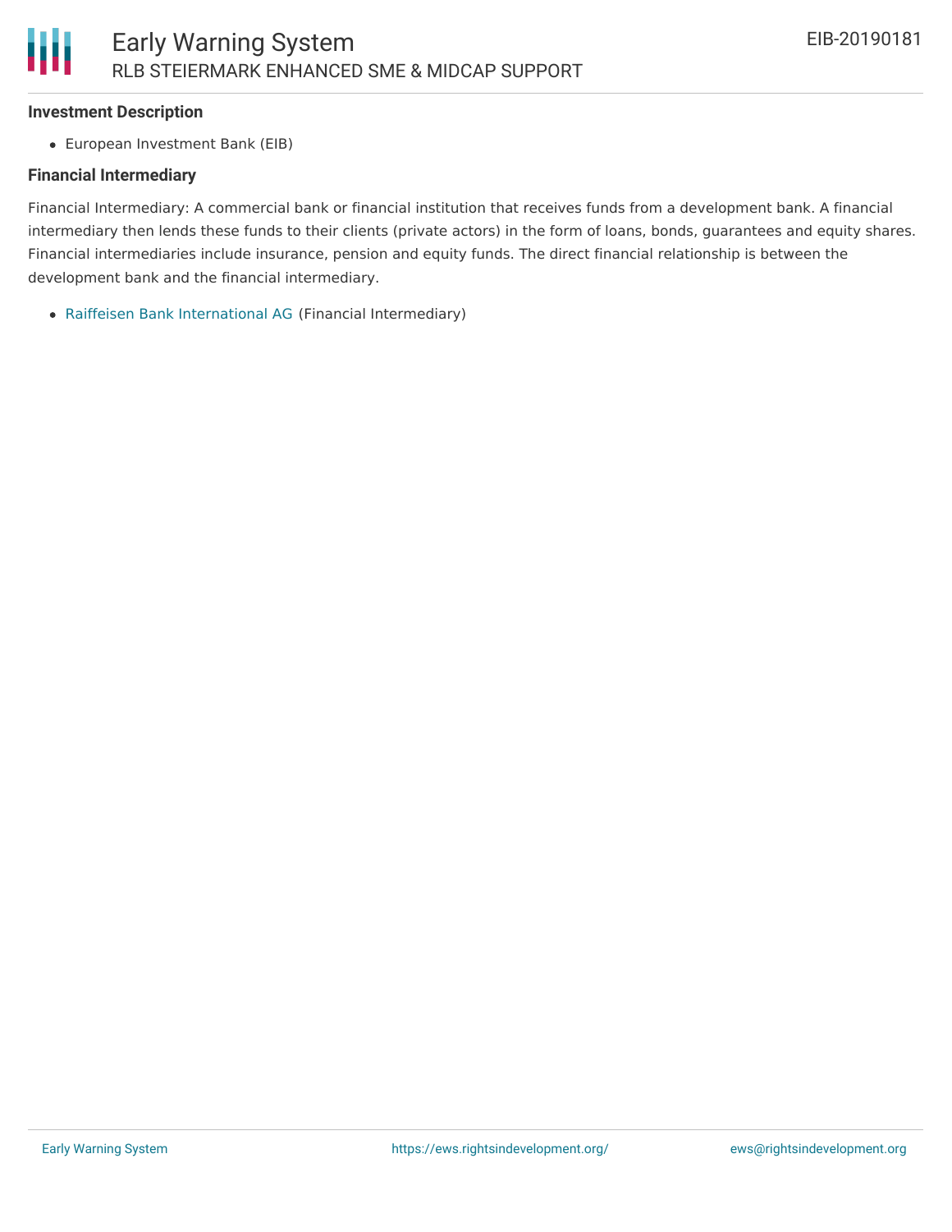### Investment Description

- European Investment Bank (EIB)

### Financial Intermediary

Financial Intermediary: A commercial bank or financial institution that receives funds from a development bank. A financial intermediary then lends these funds to their clients (private actors) in the form of loans, bonds, guarantees and equity shares. Financial intermediaries include insurance, pension and equity funds. The direct financial relationship is between the development bank and the financial intermediary.

- Raiffeisen Bank International AG (Financial Intermediary)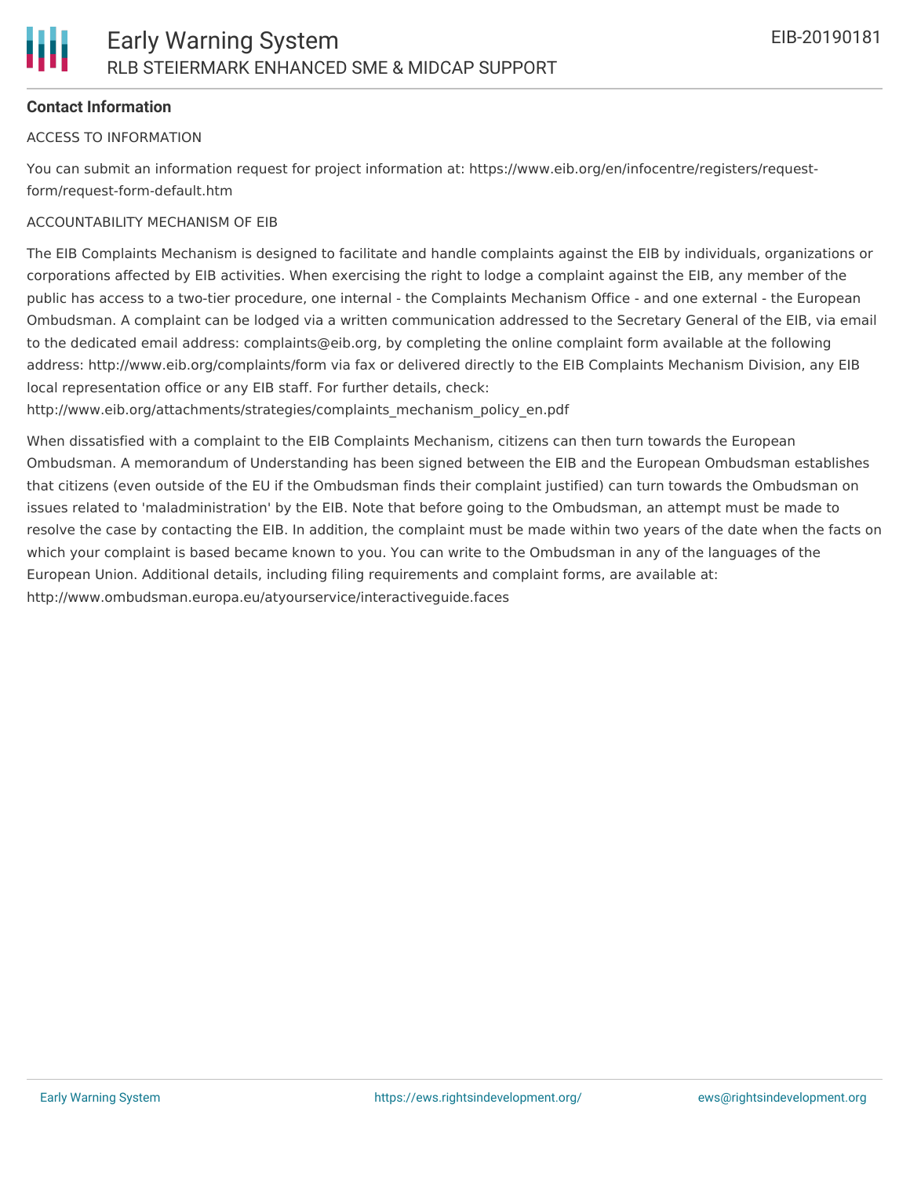**Contact Information**

ACCESS TO INFORMATION

You can submit an information request for project information at: https://www.eib.org/en/infocentre/registers/request-form/request-form-default.htm

ACCOUNTABILITY MECHANISM OF EIB

The EIB Complaints Mechanism is designed to facilitate and handle complaints against the EIB by individuals, organizations or corporations affected by EIB activities. When exercising the right to lodge a complaint against the EIB, any member of the public has access to a two-tier procedure, one internal - the Complaints Mechanism Office - and one external - the European Ombudsman. A complaint can be lodged via a written communication addressed to the Secretary General of the EIB, via email to the dedicated email address: complaints@eib.org, by completing the online complaint form available at the following address: http://www.eib.org/complaints/form via fax or delivered directly to the EIB Complaints Mechanism Division, any EIB local representation office or any EIB staff. For further details, check: http://www.eib.org/attachments/strategies/complaints_mechanism_policy_en.pdf

When dissatisfied with a complaint to the EIB Complaints Mechanism, citizens can then turn towards the European Ombudsman. A memorandum of Understanding has been signed between the EIB and the European Ombudsman establishes that citizens (even outside of the EU if the Ombudsman finds their complaint justified) can turn towards the Ombudsman on issues related to 'maladministration' by the EIB. Note that before going to the Ombudsman, an attempt must be made to resolve the case by contacting the EIB. In addition, the complaint must be made within two years of the date when the facts on which your complaint is based became known to you. You can write to the Ombudsman in any of the languages of the European Union. Additional details, including filing requirements and complaint forms, are available at: http://www.ombudsman.europa.eu/atyourservice/interactiveguide.faces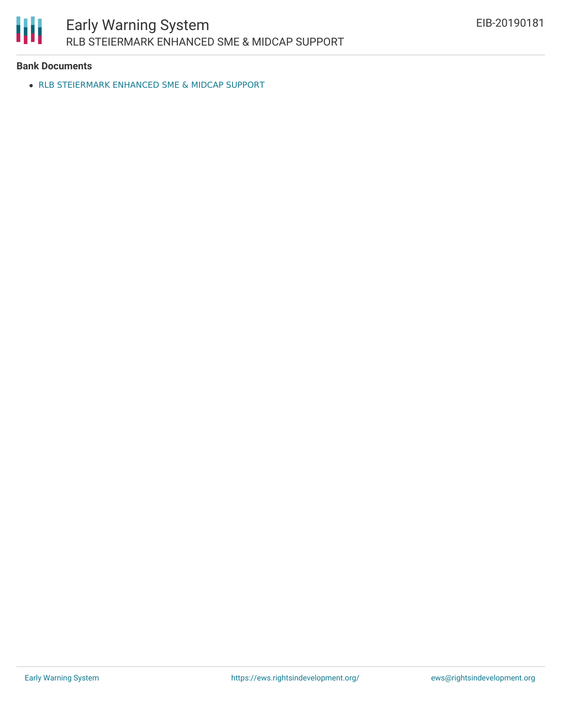**Bank Documents**

- RLB STEIERMARK ENHANCED SME & MIDCAP SUPPORT